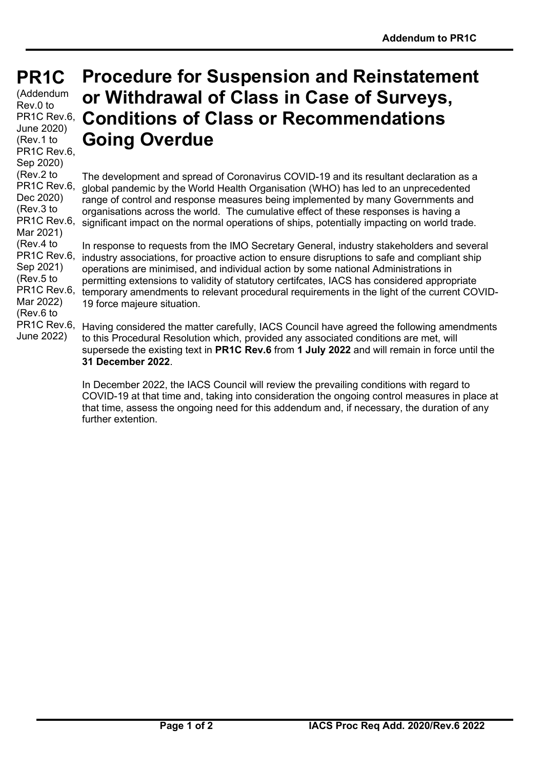# PR1C

(Addendum Rev.0 to PR1C Rev.6, June 2020)
(Rev.1 to PR1C Rev.6, Sep 2020)
(Rev.2 to PR1C Rev.6, Dec 2020)
(Rev.3 to PR1C Rev.6, Mar 2021)
(Rev.4 to PR1C Rev.6, Sep 2021)
(Rev.5 to PR1C Rev.6, Mar 2022)
(Rev.6 to PR1C Rev.6, June 2022)

# Procedure for Suspension and Reinstatement or Withdrawal of Class in Case of Surveys, Conditions of Class or Recommendations Going Overdue

The development and spread of Coronavirus COVID-19 and its resultant declaration as a global pandemic by the World Health Organisation (WHO) has led to an unprecedented range of control and response measures being implemented by many Governments and organisations across the world. The cumulative effect of these responses is having a significant impact on the normal operations of ships, potentially impacting on world trade.

In response to requests from the IMO Secretary General, industry stakeholders and several industry associations, for proactive action to ensure disruptions to safe and compliant ship operations are minimised, and individual action by some national Administrations in permitting extensions to validity of statutory certifcates, IACS has considered appropriate temporary amendments to relevant procedural requirements in the light of the current COVID-19 force majeure situation.

Having considered the matter carefully, IACS Council have agreed the following amendments to this Procedural Resolution which, provided any associated conditions are met, will supersede the existing text in **PR1C Rev.6** from **1 July 2022** and will remain in force until the **31 December 2022**.

In December 2022, the IACS Council will review the prevailing conditions with regard to COVID-19 at that time and, taking into consideration the ongoing control measures in place at that time, assess the ongoing need for this addendum and, if necessary, the duration of any further extention.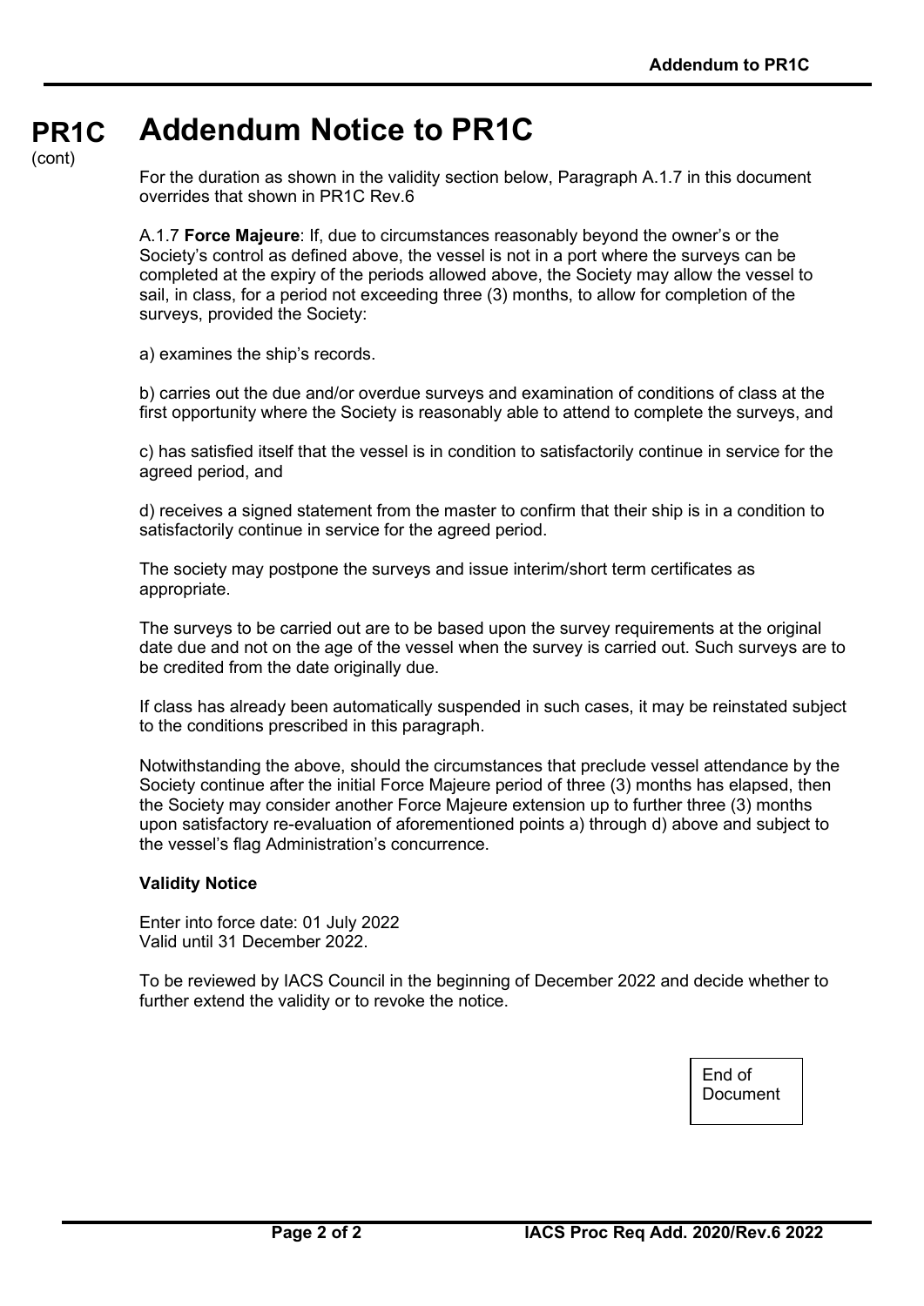# Addendum Notice to PR1C

For the duration as shown in the validity section below, Paragraph A.1.7 in this document overrides that shown in PR1C Rev.6

A.1.7 **Force Majeure**: If, due to circumstances reasonably beyond the owner's or the Society's control as defined above, the vessel is not in a port where the surveys can be completed at the expiry of the periods allowed above, the Society may allow the vessel to sail, in class, for a period not exceeding three (3) months, to allow for completion of the surveys, provided the Society:

a) examines the ship's records.

b) carries out the due and/or overdue surveys and examination of conditions of class at the first opportunity where the Society is reasonably able to attend to complete the surveys, and

c) has satisfied itself that the vessel is in condition to satisfactorily continue in service for the agreed period, and

d) receives a signed statement from the master to confirm that their ship is in a condition to satisfactorily continue in service for the agreed period.

The society may postpone the surveys and issue interim/short term certificates as appropriate.

The surveys to be carried out are to be based upon the survey requirements at the original date due and not on the age of the vessel when the survey is carried out. Such surveys are to be credited from the date originally due.

If class has already been automatically suspended in such cases, it may be reinstated subject to the conditions prescribed in this paragraph.

Notwithstanding the above, should the circumstances that preclude vessel attendance by the Society continue after the initial Force Majeure period of three (3) months has elapsed, then the Society may consider another Force Majeure extension up to further three (3) months upon satisfactory re-evaluation of aforementioned points a) through d) above and subject to the vessel's flag Administration's concurrence.

**Validity Notice**

Enter into force date: 01 July 2022
Valid until 31 December 2022.

To be reviewed by IACS Council in the beginning of December 2022 and decide whether to further extend the validity or to revoke the notice.

End of Document